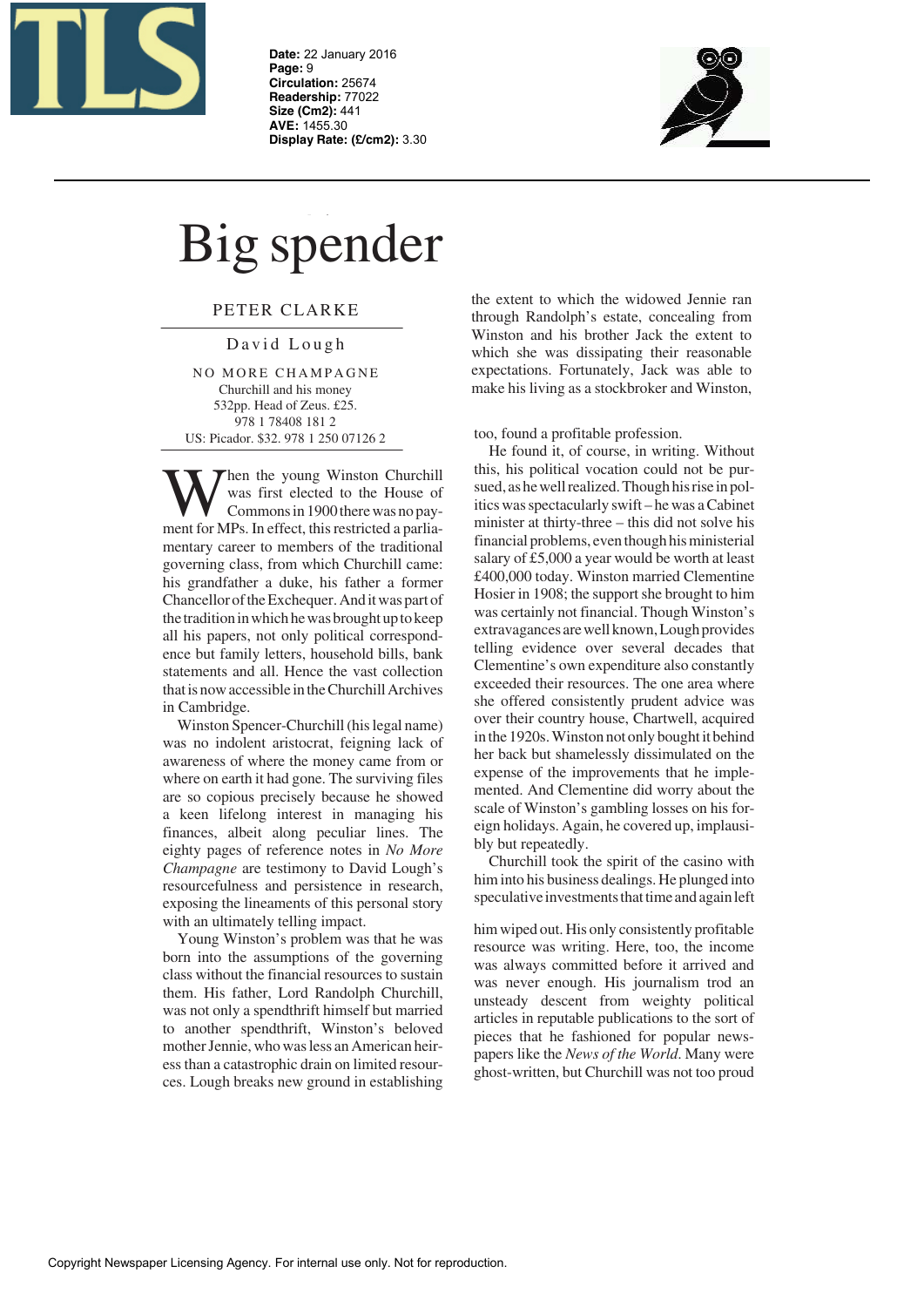Date: 22 January 2016
Page: 9
Circulation: 25674
Readership: 77022
Size (Cm2): 441
AVE: 1455.30
Display Rate: (£/cm2): 3.30

# Big spender

PETER CLARKE

David Lough

NO MORE CHAMPAGNE
Churchill and his money
532pp. Head of Zeus. £25.
978 1 78408 181 2
US: Picador. $32. 978 1 250 07126 2

When the young Winston Churchill was first elected to the House of Commons in 1900 there was no payment for MPs. In effect, this restricted a parliamentary career to members of the traditional governing class, from which Churchill came: his grandfather a duke, his father a former Chancellor of the Exchequer. And it was part of the tradition in which he was brought up to keep all his papers, not only political correspondence but family letters, household bills, bank statements and all. Hence the vast collection that is now accessible in the Churchill Archives in Cambridge.

Winston Spencer-Churchill (his legal name) was no indolent aristocrat, feigning lack of awareness of where the money came from or where on earth it had gone. The surviving files are so copious precisely because he showed a keen lifelong interest in managing his finances, albeit along peculiar lines. The eighty pages of reference notes in *No More Champagne* are testimony to David Lough's resourcefulness and persistence in research, exposing the lineaments of this personal story with an ultimately telling impact.

Young Winston's problem was that he was born into the assumptions of the governing class without the financial resources to sustain them. His father, Lord Randolph Churchill, was not only a spendthrift himself but married to another spendthrift, Winston's beloved mother Jennie, who was less an American heiress than a catastrophic drain on limited resources. Lough breaks new ground in establishing the extent to which the widowed Jennie ran through Randolph's estate, concealing from Winston and his brother Jack the extent to which she was dissipating their reasonable expectations. Fortunately, Jack was able to make his living as a stockbroker and Winston, too, found a profitable profession.

He found it, of course, in writing. Without this, his political vocation could not be pursued, as he well realized. Though his rise in politics was spectacularly swift – he was a Cabinet minister at thirty-three – this did not solve his financial problems, even though his ministerial salary of £5,000 a year would be worth at least £400,000 today. Winston married Clementine Hosier in 1908; the support she brought to him was certainly not financial. Though Winston's extravagances are well known, Lough provides telling evidence over several decades that Clementine's own expenditure also constantly exceeded their resources. The one area where she offered consistently prudent advice was over their country house, Chartwell, acquired in the 1920s. Winston not only bought it behind her back but shamelessly dissimulated on the expense of the improvements that he implemented. And Clementine did worry about the scale of Winston's gambling losses on his foreign holidays. Again, he covered up, implausibly but repeatedly.

Churchill took the spirit of the casino with him into his business dealings. He plunged into speculative investments that time and again left him wiped out. His only consistently profitable resource was writing. Here, too, the income was always committed before it arrived and was never enough. His journalism trod an unsteady descent from weighty political articles in reputable publications to the sort of pieces that he fashioned for popular newspapers like the *News of the World*. Many were ghost-written, but Churchill was not too proud

Copyright Newspaper Licensing Agency. For internal use only. Not for reproduction.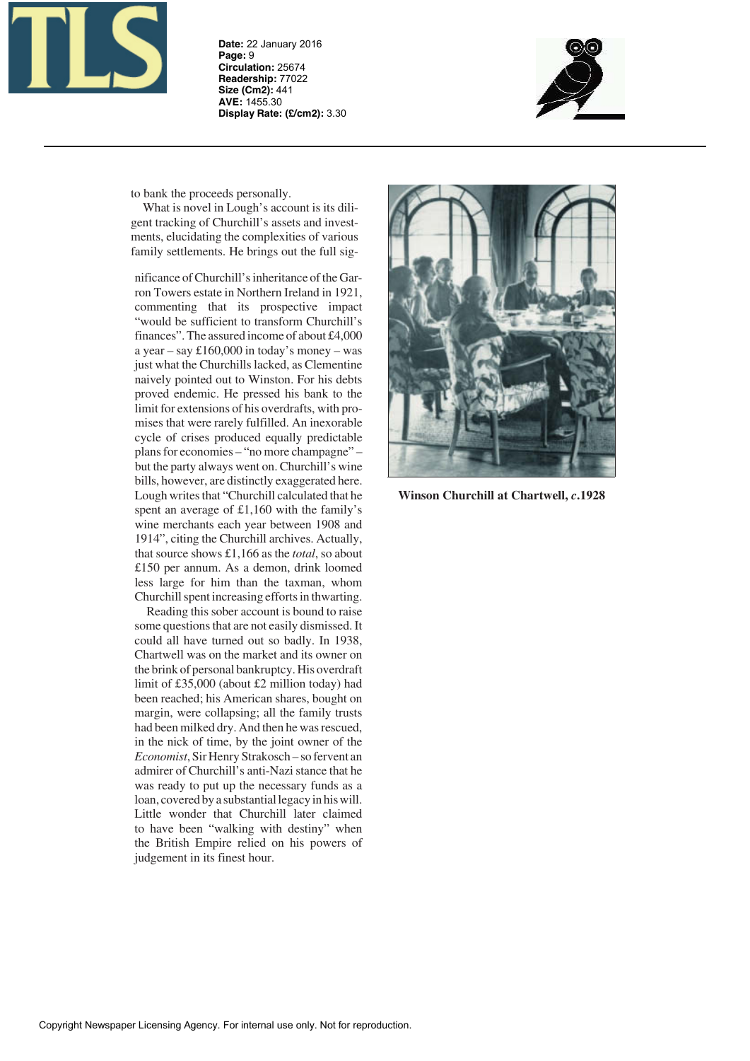to bank the proceeds personally.

What is novel in Lough's account is its diligent tracking of Churchill's assets and investments, elucidating the complexities of various family settlements. He brings out the full significance of Churchill's inheritance of the Garron Towers estate in Northern Ireland in 1921, commenting that its prospective impact "would be sufficient to transform Churchill's finances". The assured income of about £4,000 a year – say £160,000 in today's money – was just what the Churchills lacked, as Clementine naively pointed out to Winston. For his debts proved endemic. He pressed his bank to the limit for extensions of his overdrafts, with promises that were rarely fulfilled. An inexorable cycle of crises produced equally predictable plans for economies – "no more champagne" – but the party always went on. Churchill's wine bills, however, are distinctly exaggerated here. Lough writes that "Churchill calculated that he spent an average of £1,160 with the family's wine merchants each year between 1908 and 1914", citing the Churchill archives. Actually, that source shows £1,166 as the *total*, so about £150 per annum. As a demon, drink loomed less large for him than the taxman, whom Churchill spent increasing efforts in thwarting.

Reading this sober account is bound to raise some questions that are not easily dismissed. It could all have turned out so badly. In 1938, Chartwell was on the market and its owner on the brink of personal bankruptcy. His overdraft limit of £35,000 (about £2 million today) had been reached; his American shares, bought on margin, were collapsing; all the family trusts had been milked dry. And then he was rescued, in the nick of time, by the joint owner of the *Economist*, Sir Henry Strakosch – so fervent an admirer of Churchill's anti-Nazi stance that he was ready to put up the necessary funds as a loan, covered by a substantial legacy in his will. Little wonder that Churchill later claimed to have been "walking with destiny" when the British Empire relied on his powers of judgement in its finest hour.

**Winson Churchill at Chartwell, *c*.1928**